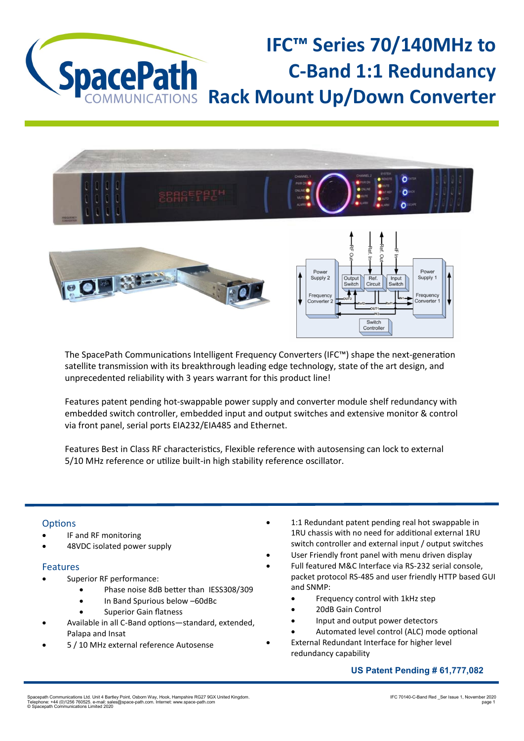# IFC™ Series 70/140MHz to C-Band 1:1 Redundancy Rack Mount Up/Down Converter

The SpacePath Communications Intelligent Frequency Converters (IFC™) shape the next-generation satellite transmission with its breakthrough leading edge technology, state of the art design, and unprecedented reliability with 3 years warrant for this product line!

Features patent pending hot-swappable power supply and converter module shelf redundancy with embedded switch controller, embedded input and output switches and extensive monitor & control via front panel, serial ports EIA232/EIA485 and Ethernet.

Features Best in Class RF characteristics, Flexible reference with autosensing can lock to external 5/10 MHz reference or utilize built-in high stability reference oscillator.

## Options

- IF and RF monitoring
- 48VDC isolated power supply

## Features

- Superior RF performance:
    - Phase noise 8dB better than IESS308/309
    - In Band Spurious below –60dBc
    - Superior Gain flatness
- Available in all C-Band options—standard, extended, Palapa and Insat
- 5 / 10 MHz external reference Autosense
- 1:1 Redundant patent pending real hot swappable in 1RU chassis with no need for additional external 1RU switch controller and external input / output switches
- User Friendly front panel with menu driven display
- Full featured M&C Interface via RS-232 serial console, packet protocol RS-485 and user friendly HTTP based GUI and SNMP:
    - Frequency control with 1kHz step
    - 20dB Gain Control
    - Input and output power detectors
    - Automated level control (ALC) mode optional
- External Redundant Interface for higher level redundancy capability

**US Patent Pending # 61,777,082**

Spacepath Communications Ltd. Unit 4 Bartley Point, Osborn Way, Hook, Hampshire RG27 9GX United Kingdom.
Telephone: +44 (0)1256 760525. e-mail: sales@space-path.com. Internet: www.space-path.com
© Spacepath Communications Limited 2020

IFC 70140-C-Band Red _Ser Issue 1, November 2020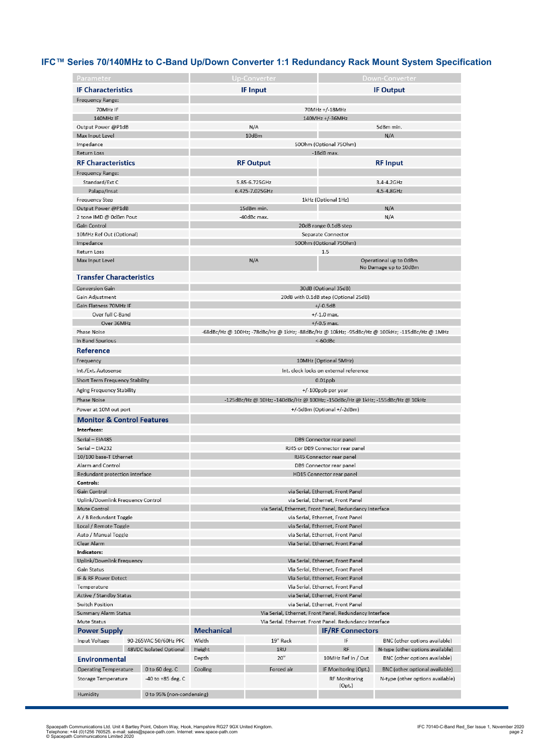## IFC™ Series 70/140MHz to C-Band Up/Down Converter 1:1 Redundancy Rack Mount System Specification

| Parameter | Up-Converter | Down-Converter |
|---|---|---|
| **IF Characteristics** | **IF Input** | **IF Output** |
| Frequency Range: | | |
| 70MHz IF | 70MHz +/-18MHz | |
| 140MHz IF | 140MHz +/-36MHz | |
| Output Power @P1dB | N/A | 5dBm min. |
| Max Input Level | 10dBm | N/A |
| Impedance | 50Ohm (Optional 75Ohm) | |
| Return Loss | -18dB max. | |
| **RF Characteristics** | **RF Output** | **RF Input** |
| Frequency Range: | | |
| Standard/Ext C | 5.85-6.725GHz | 3.4-4.2GHz |
| Palapa/Insat | 6.425-7.025GHz | 4.5-4.8GHz |
| Frequency Step | 1kHz (Optional 1Hz) | |
| Output Power @P1dB | 15dBm min. | N/A |
| 2 tone IMD @ 0dBm Pout | -40dBc max. | N/A |
| Gain Control | 20dB range 0.1dB step | |
| 10MHz Ref Out (Optional) | Separate Connector | |
| Impedance | 50Ohm (Optional 75Ohm) | |
| Return Loss | 1.5 | |
| Max Input Level | N/A | Operational up to 0dBm<br>No Damage up to 10dBm |
| **Transfer Characteristics** | | |
| Conversion Gain | 30dB (Optional 35dB) | |
| Gain Adjustment | 20dB with 0.1dB step (Optional 25dB) | |
| Gain Flatness 70MHz IF | +/-0.5dB | |
| Over full C-Band | +/-1.0 max. | |
| Over 36MHz | +/-0.5 max. | |
| Phase Noise | -68dBc/Hz @ 100Hz; -78dBc/Hz @ 1kHz; -88dBc/Hz @ 10kHz; -95dBc/Hz @ 100kHz; -115dBc/Hz @ 1MHz | |
| In Band Spurious | <-60dBc | |
| **Reference** | | |
| Frequency | 10MHz (Optional 5MHz) | |
| Int./Ext. Autosense | Int. clock locks on external reference | |
| Short Term Frequency Stability | 0.01ppb | |
| Aging Frequency Stability | +/-100ppb per year | |
| Phase Noise | -125dBc/Hz @ 10Hz; -140dBc/Hz @ 100Hz; -150dBc/Hz @ 1kHz; -155dBc/Hz @ 10kHz | |
| Power at 10M out port | +/-5dBm (Optional +/-2dBm) | |
| **Monitor & Control Features** | | |
| **Interfaces:** | | |
| Serial – EIA485 | DB9 Connector rear panel | |
| Serial – EIA232 | RJ45 or DB9 Connector rear panel | |
| 10/100 base-T Ethernet | RJ45 Connector rear panel | |
| Alarm and Control | DB9 Connector rear panel | |
| Redundant protection interface | HD15 Connector rear panel | |
| **Controls:** | | |
| Gain Control | via Serial, Ethernet, Front Panel | |
| Uplink/Downlink Frequency Control | via Serial, Ethernet, Front Panel | |
| Mute Control | via Serial, Ethernet, Front Panel, Redundancy Interface | |
| A / B Redundant Toggle | via Serial, Ethernet, Front Panel | |
| Local / Remote Toggle | via Serial, Ethernet, Front Panel | |
| Auto / Manual Toggle | via Serial, Ethernet, Front Panel | |
| Clear Alarm | Via Serial, Ethernet, Front Panel | |
| **Indicators:** | | |
| Uplink/Downlink Frequency | Via Serial, Ethernet, Front Panel | |
| Gain Status | Via Serial, Ethernet, Front Panel | |
| IF & RF Power Detect | Via Serial, Ethernet, Front Panel | |
| Temperature | Via Serial, Ethernet, Front Panel | |
| Active / Standby Status | via Serial, Ethernet, Front Panel | |
| Switch Position | via Serial, Ethernet, Front Panel | |
| Summary Alarm Status | Via Serial, Ethernet, Front Panel, Redundancy Interface | |
| Mute Status | Via Serial, Ethernet, Front Panel, Redundancy Interface | |

| **Power Supply** | | **Mechanical** | | **IF/RF Connectors** | |
|---|---|---|---|---|---|
| Input Voltage | 90-265VAC 50/60Hz PFC | Width | 19" Rack | IF | BNC (other options available) |
| | 48VDC Isolated Optional | Height | 1RU | RF | N-type (other options available) |
| **Environmental** | | Depth | 20" | 10MHz Ref In / Out | BNC (other options available) |
| Operating Temperature | 0 to 60 deg. C | Cooling | Forced air | IF Monitoring (Opt.) | BNC (other optional available) |
| Storage Temperature | -40 to +85 deg. C | | | RF Monitoring (Opt.) | N-type (other options available) |
| Humidity | 0 to 95% (non-condensing) | | | | |

Spacepath Communications Ltd. Unit 4 Bartley Point, Osborn Way, Hook, Hampshire RG27 9GX United Kingdom.
Telephone: +44 (0)1256 760525. e-mail: sales@space-path.com. Internet: www.space-path.com
© Spacepath Communications Limited 2020

IFC 70140-C-Band Red_Ser Issue 1, November 2020